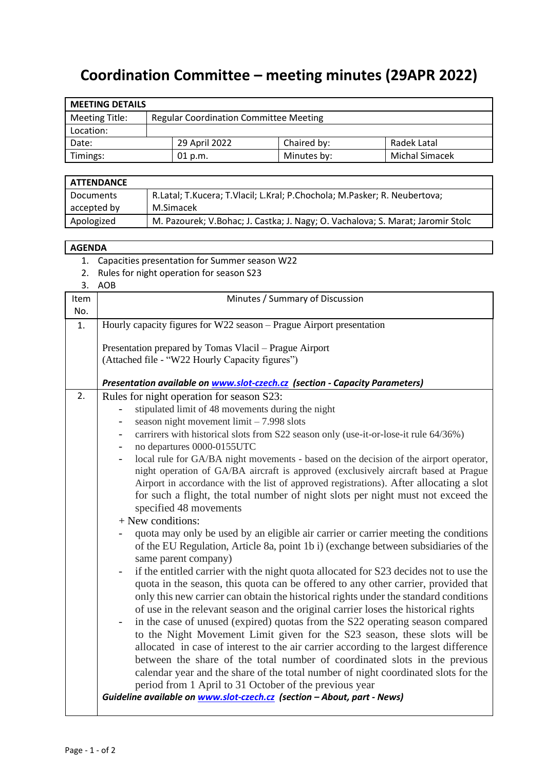# Coordination Committee – meeting minutes (29APR 2022)

| MEETING DETAILS | | | | |
|---|---|---|---|---|
| Meeting Title: | Regular Coordination Committee Meeting | | | |
| Location: | | | | |
| Date: | | 29 April 2022 | Chaired by: | Radek Latal |
| Timings: | | 01 p.m. | Minutes by: | Michal Simacek |

| ATTENDANCE | |
|---|---|
| Documents accepted by | R.Latal; T.Kucera; T.Vlacil; L.Kral; P.Chochola; M.Pasker; R. Neubertova; M.Simacek |
| Apologized | M. Pazourek; V.Bohac; J. Castka; J. Nagy; O. Vachalova; S. Marat; Jaromir Stolc |

**AGENDA**

1. Capacities presentation for Summer season W22
2. Rules for night operation for season S23
3. AOB

| Item No. | Minutes / Summary of Discussion |
|---|---|
| 1. | Hourly capacity figures for W22 season – Prague Airport presentation<br><br>Presentation prepared by Tomas Vlacil – Prague Airport<br>(Attached file - "W22 Hourly Capacity figures")<br><br>***Presentation available on [www.slot-czech.cz](www.slot-czech.cz) (section - Capacity Parameters)*** |
| 2. | Rules for night operation for season S23:<br>- stipulated limit of 48 movements during the night<br>- season night movement limit – 7.998 slots<br>- carrirers with historical slots from S22 season only (use-it-or-lose-it rule 64/36%)<br>- no departures 0000-0155UTC<br>- local rule for GA/BA night movements - based on the decision of the airport operator, night operation of GA/BA aircraft is approved (exclusively aircraft based at Prague Airport in accordance with the list of approved registrations). After allocating a slot for such a flight, the total number of night slots per night must not exceed the specified 48 movements<br>+ New conditions:<br>- quota may only be used by an eligible air carrier or carrier meeting the conditions of the EU Regulation, Article 8a, point 1b i) (exchange between subsidiaries of the same parent company)<br>- if the entitled carrier with the night quota allocated for S23 decides not to use the quota in the season, this quota can be offered to any other carrier, provided that only this new carrier can obtain the historical rights under the standard conditions of use in the relevant season and the original carrier loses the historical rights<br>- in the case of unused (expired) quotas from the S22 operating season compared to the Night Movement Limit given for the S23 season, these slots will be allocated in case of interest to the air carrier according to the largest difference between the share of the total number of coordinated slots in the previous calendar year and the share of the total number of night coordinated slots for the period from 1 April to 31 October of the previous year<br>***Guideline available on [www.slot-czech.cz](www.slot-czech.cz) (section – About, part - News)*** |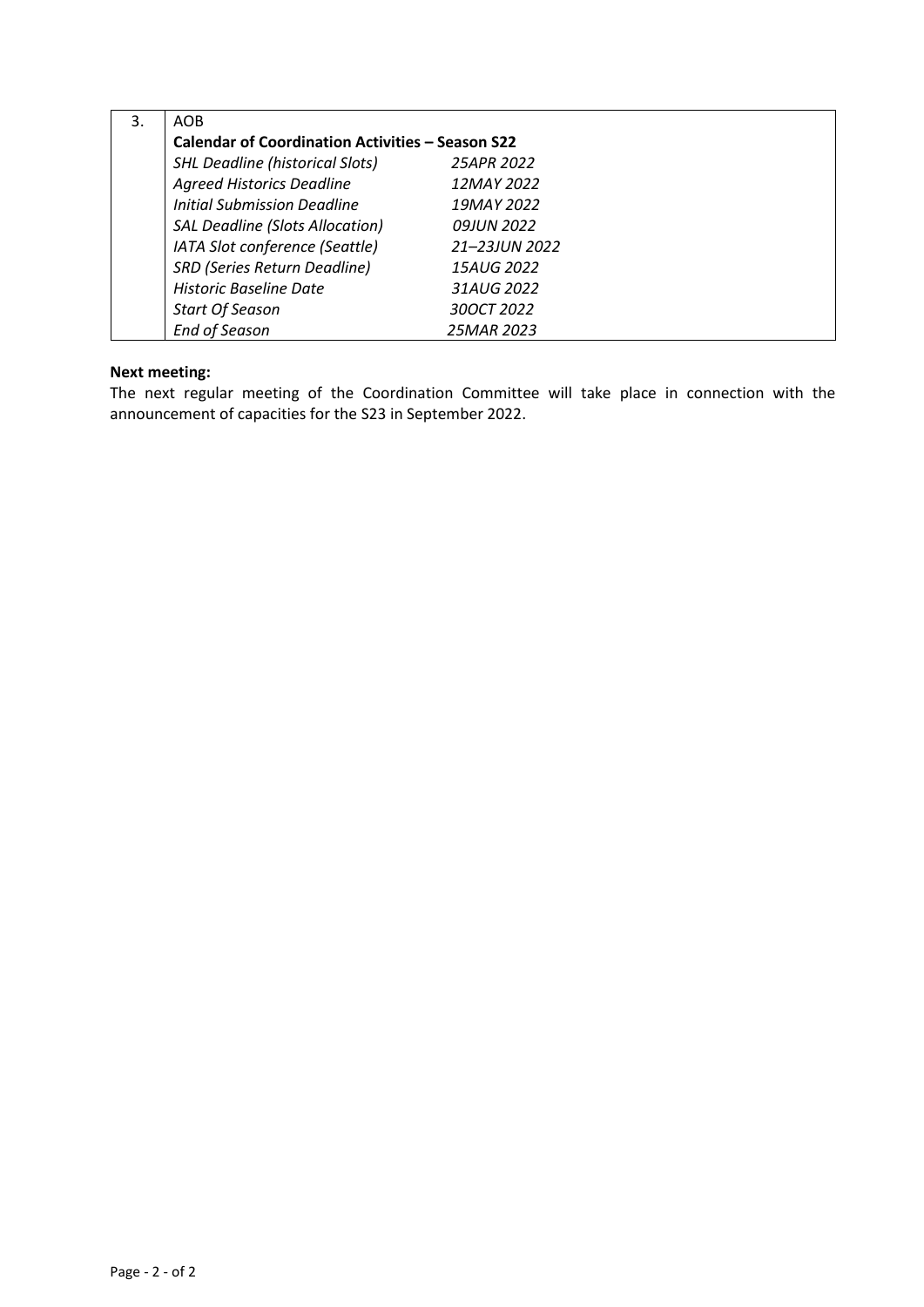| | | | |
|---|---|---|---|
| 3. | AOB | | |
| | **Calendar of Coordination Activities – Season S22** | | |
| | *SHL Deadline (historical Slots)* | *25APR 2022* | |
| | *Agreed Historics Deadline* | *12MAY 2022* | |
| | *Initial Submission Deadline* | *19MAY 2022* | |
| | *SAL Deadline (Slots Allocation)* | *09JUN 2022* | |
| | *IATA Slot conference (Seattle)* | *21–23JUN 2022* | |
| | *SRD (Series Return Deadline)* | *15AUG 2022* | |
| | *Historic Baseline Date* | *31AUG 2022* | |
| | *Start Of Season* | *30OCT 2022* | |
| | *End of Season* | *25MAR 2023* | |

**Next meeting:**

The next regular meeting of the Coordination Committee will take place in connection with the announcement of capacities for the S23 in September 2022.